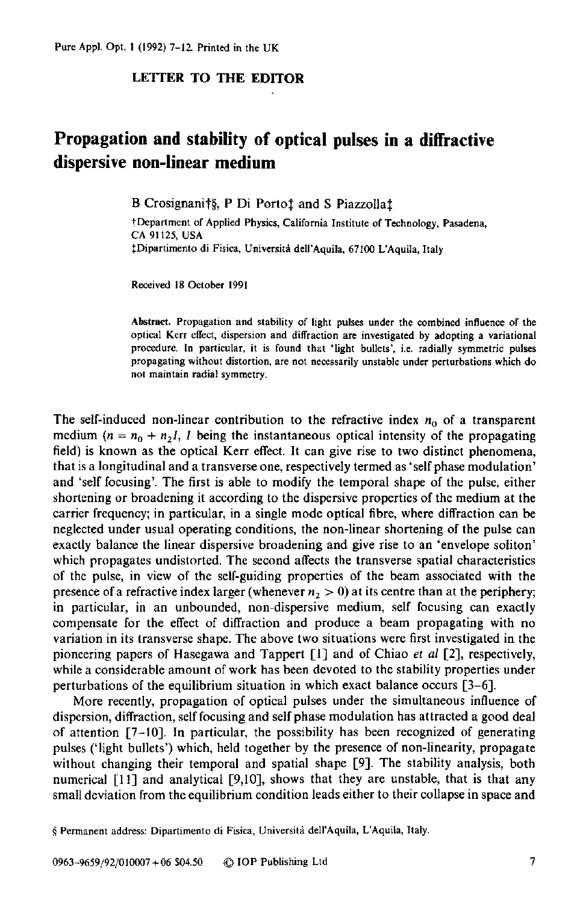**LETTER TO THE EDITOR**

# Propagation and stability of optical pulses in a diffractive dispersive non-linear medium

B Crosignani†§, P Di Porto‡ and S Piazzolla‡

†Department of Applied Physics, California Institute of Technology, Pasadena, CA 91125, USA

‡Dipartimento di Fisica, Università dell'Aquila, 67100 L'Aquila, Italy

Received 18 October 1991

**Abstract.** Propagation and stability of light pulses under the combined influence of the optical Kerr effect, dispersion and diffraction are investigated by adopting a variational procedure. In particular, it is found that 'light bullets', i.e. radially symmetric pulses propagating without distortion, are not necessarily unstable under perturbations which do not maintain radial symmetry.

The self-induced non-linear contribution to the refractive index $n_0$ of a transparent medium ($n = n_0 + n_2 I$, $I$ being the instantaneous optical intensity of the propagating field) is known as the optical Kerr effect. It can give rise to two distinct phenomena, that is a longitudinal and a transverse one, respectively termed as 'self phase modulation' and 'self focusing'. The first is able to modify the temporal shape of the pulse, either shortening or broadening it according to the dispersive properties of the medium at the carrier frequency; in particular, in a single mode optical fibre, where diffraction can be neglected under usual operating conditions, the non-linear shortening of the pulse can exactly balance the linear dispersive broadening and give rise to an 'envelope soliton' which propagates undistorted. The second affects the transverse spatial characteristics of the pulse, in view of the self-guiding properties of the beam associated with the presence of a refractive index larger (whenever $n_2 > 0$) at its centre than at the periphery; in particular, in an unbounded, non-dispersive medium, self focusing can exactly compensate for the effect of diffraction and produce a beam propagating with no variation in its transverse shape. The above two situations were first investigated in the pioneering papers of Hasegawa and Tappert [1] and of Chiao *et al* [2], respectively, while a considerable amount of work has been devoted to the stability properties under perturbations of the equilibrium situation in which exact balance occurs [3–6].

More recently, propagation of optical pulses under the simultaneous influence of dispersion, diffraction, self focusing and self phase modulation has attracted a good deal of attention [7–10]. In particular, the possibility has been recognized of generating pulses ('light bullets') which, held together by the presence of non-linearity, propagate without changing their temporal and spatial shape [9]. The stability analysis, both numerical [11] and analytical [9,10], shows that they are unstable, that is that any small deviation from the equilibrium condition leads either to their collapse in space and

§ Permanent address: Dipartimento di Fisica, Università dell'Aquila, L'Aquila, Italy.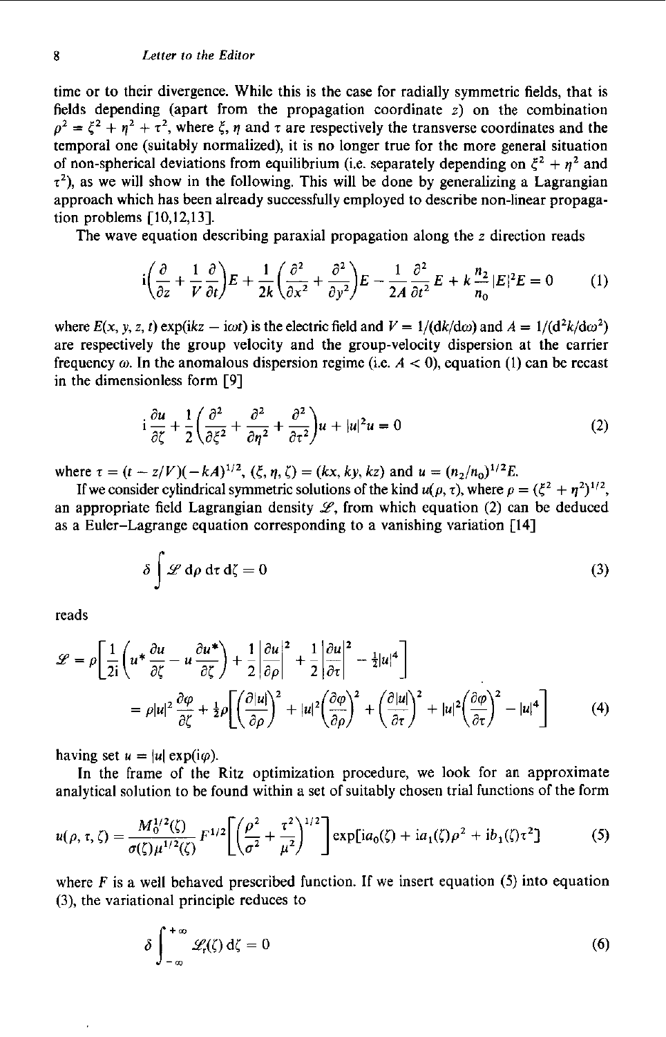time or to their divergence. While this is the case for radially symmetric fields, that is fields depending (apart from the propagation coordinate $z$) on the combination $\rho^2 = \xi^2 + \eta^2 + \tau^2$, where $\xi$, $\eta$ and $\tau$ are respectively the transverse coordinates and the temporal one (suitably normalized), it is no longer true for the more general situation of non-spherical deviations from equilibrium (i.e. separately depending on $\xi^2 + \eta^2$ and $\tau^2$), as we will show in the following. This will be done by generalizing a Lagrangian approach which has been already successfully employed to describe non-linear propagation problems [10,12,13].

The wave equation describing paraxial propagation along the $z$ direction reads

$$\mathrm{i}\left(\frac{\partial}{\partial z} + \frac{1}{V}\frac{\partial}{\partial t}\right)E + \frac{1}{2k}\left(\frac{\partial^2}{\partial x^2} + \frac{\partial^2}{\partial y^2}\right)E - \frac{1}{2A}\frac{\partial^2}{\partial t^2}E + k\frac{n_2}{n_0}|E|^2 E = 0 \tag{1}$$

where $E(x, y, z, t)\exp(\mathrm{i}kz - \mathrm{i}\omega t)$ is the electric field and $V = 1/(\mathrm{d}k/\mathrm{d}\omega)$ and $A = 1/(\mathrm{d}^2k/\mathrm{d}\omega^2)$ are respectively the group velocity and the group-velocity dispersion at the carrier frequency $\omega$. In the anomalous dispersion regime (i.e. $A < 0$), equation (1) can be recast in the dimensionless form [9]

$$\mathrm{i}\frac{\partial u}{\partial \zeta} + \frac{1}{2}\left(\frac{\partial^2}{\partial \xi^2} + \frac{\partial^2}{\partial \eta^2} + \frac{\partial^2}{\partial \tau^2}\right)u + |u|^2 u = 0 \tag{2}$$

where $\tau = (t - z/V)(-kA)^{1/2}$, $(\xi, \eta, \zeta) = (kx, ky, kz)$ and $u = (n_2/n_0)^{1/2}E$.

If we consider cylindrical symmetric solutions of the kind $u(\rho, \tau)$, where $\rho = (\xi^2 + \eta^2)^{1/2}$, an appropriate field Lagrangian density $\mathscr{L}$, from which equation (2) can be deduced as a Euler–Lagrange equation corresponding to a vanishing variation [14]

$$\delta \int \mathscr{L}\, \mathrm{d}\rho\, \mathrm{d}\tau\, \mathrm{d}\zeta = 0 \tag{3}$$

reads

$$\begin{aligned}\mathscr{L} &= \rho\left[\frac{1}{2\mathrm{i}}\left(u^*\frac{\partial u}{\partial \zeta} - u\frac{\partial u^*}{\partial \zeta}\right) + \frac{1}{2}\left|\frac{\partial u}{\partial \rho}\right|^2 + \frac{1}{2}\left|\frac{\partial u}{\partial \tau}\right|^2 - \tfrac{1}{2}|u|^4\right] \\ &= \rho|u|^2\frac{\partial \varphi}{\partial \zeta} + \tfrac{1}{2}\rho\left[\left(\frac{\partial |u|}{\partial \rho}\right)^2 + |u|^2\left(\frac{\partial \varphi}{\partial \rho}\right)^2 + \left(\frac{\partial |u|}{\partial \tau}\right)^2 + |u|^2\left(\frac{\partial \varphi}{\partial \tau}\right)^2 - |u|^4\right]\end{aligned} \tag{4}$$

having set $u = |u|\exp(\mathrm{i}\varphi)$.

In the frame of the Ritz optimization procedure, we look for an approximate analytical solution to be found within a set of suitably chosen trial functions of the form

$$u(\rho, \tau, \zeta) = \frac{M_0^{1/2}(\zeta)}{\sigma(\zeta)\mu^{1/2}(\zeta)}F^{1/2}\left[\left(\frac{\rho^2}{\sigma^2} + \frac{\tau^2}{\mu^2}\right)^{1/2}\right]\exp[\mathrm{i}a_0(\zeta) + \mathrm{i}a_1(\zeta)\rho^2 + \mathrm{i}b_1(\zeta)\tau^2] \tag{5}$$

where $F$ is a well behaved prescribed function. If we insert equation (5) into equation (3), the variational principle reduces to

$$\delta \int_{-\infty}^{+\infty} \mathscr{L}_r(\zeta)\, \mathrm{d}\zeta = 0 \tag{6}$$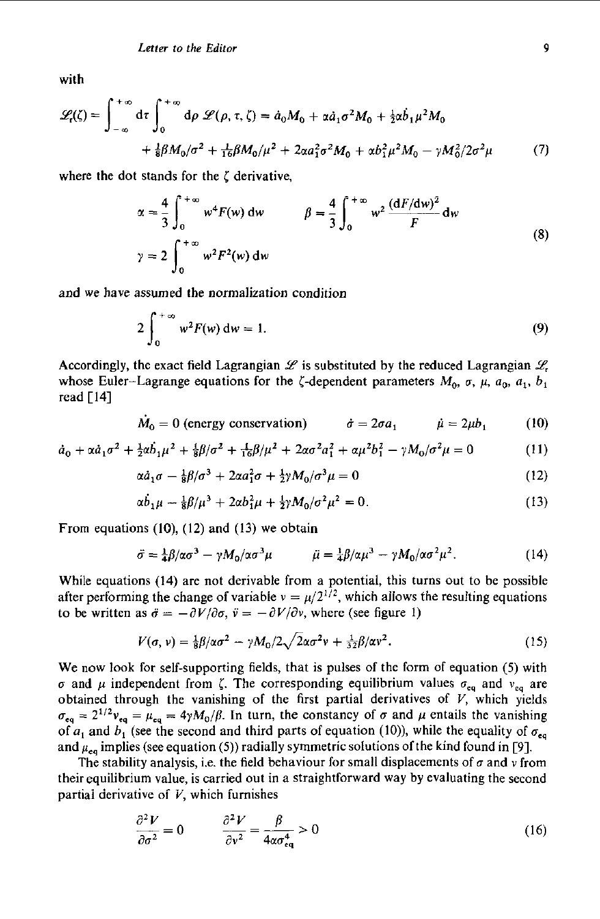with

$$
\mathscr{L}_r(\zeta) = \int_{-\infty}^{+\infty} \mathrm{d}\tau \int_0^{+\infty} \mathrm{d}\rho\, \mathscr{L}(\rho, \tau, \zeta) = \dot{a}_0 M_0 + \alpha \dot{a}_1 \sigma^2 M_0 + \tfrac{1}{2}\alpha \dot{b}_1 \mu^2 M_0
$$

$$
+ \tfrac{1}{8}\beta M_0/\sigma^2 + \tfrac{1}{16}\beta M_0/\mu^2 + 2\alpha a_1^2 \sigma^2 M_0 + \alpha b_1^2 \mu^2 M_0 - \gamma M_0^2/2\sigma^2\mu \tag{7}
$$

where the dot stands for the $\zeta$ derivative,

$$
\alpha = \frac{4}{3}\int_0^{+\infty} w^4 F(w)\,\mathrm{d}w \qquad \beta = \frac{4}{3}\int_0^{+\infty} w^2 \frac{(\mathrm{d}F/\mathrm{d}w)^2}{F}\,\mathrm{d}w
$$

$$
\gamma = 2\int_0^{+\infty} w^2 F^2(w)\,\mathrm{d}w \tag{8}
$$

and we have assumed the normalization condition

$$
2\int_0^{+\infty} w^2 F(w)\,\mathrm{d}w = 1. \tag{9}
$$

Accordingly, the exact field Lagrangian $\mathscr{L}$ is substituted by the reduced Lagrangian $\mathscr{L}_r$ whose Euler–Lagrange equations for the $\zeta$-dependent parameters $M_0$, $\sigma$, $\mu$, $a_0$, $a_1$, $b_1$ read [14]

$$
\dot{M}_0 = 0 \text{ (energy conservation)} \qquad \dot{\sigma} = 2\sigma a_1 \qquad \dot{\mu} = 2\mu b_1 \tag{10}
$$

$$
\dot{a}_0 + \alpha \dot{a}_1 \sigma^2 + \tfrac{1}{2}\alpha \dot{b}_1 \mu^2 + \tfrac{1}{8}\beta/\sigma^2 + \tfrac{1}{16}\beta/\mu^2 + 2\alpha\sigma^2 a_1^2 + \alpha\mu^2 b_1^2 - \gamma M_0/\sigma^2\mu = 0 \tag{11}
$$

$$
\alpha \dot{a}_1 \sigma - \tfrac{1}{8}\beta/\sigma^3 + 2\alpha a_1^2 \sigma + \tfrac{1}{2}\gamma M_0/\sigma^3\mu = 0 \tag{12}
$$

$$
\alpha \dot{b}_1 \mu - \tfrac{1}{8}\beta/\mu^3 + 2\alpha b_1^2 \mu + \tfrac{1}{2}\gamma M_0/\sigma^2\mu^2 = 0. \tag{13}
$$

From equations (10), (12) and (13) we obtain

$$
\ddot{\sigma} = \tfrac{1}{4}\beta/\alpha\sigma^3 - \gamma M_0/\alpha\sigma^3\mu \qquad \ddot{\mu} = \tfrac{1}{4}\beta/\alpha\mu^3 - \gamma M_0/\alpha\sigma^2\mu^2. \tag{14}
$$

While equations (14) are not derivable from a potential, this turns out to be possible after performing the change of variable $v = \mu/2^{1/2}$, which allows the resulting equations to be written as $\ddot{\sigma} = -\partial V/\partial\sigma$, $\ddot{v} = -\partial V/\partial v$, where (see figure 1)

$$
V(\sigma, v) = \tfrac{1}{8}\beta/\alpha\sigma^2 - \gamma M_0/2\sqrt{2}\alpha\sigma^2 v + \tfrac{1}{32}\beta/\alpha v^2. \tag{15}
$$

We now look for self-supporting fields, that is pulses of the form of equation (5) with $\sigma$ and $\mu$ independent from $\zeta$. The corresponding equilibrium values $\sigma_{\mathrm{eq}}$ and $v_{\mathrm{eq}}$ are obtained through the vanishing of the first partial derivatives of $V$, which yields $\sigma_{\mathrm{eq}} = 2^{1/2} v_{\mathrm{eq}} = \mu_{\mathrm{eq}} = 4\gamma M_0/\beta$. In turn, the constancy of $\sigma$ and $\mu$ entails the vanishing of $a_1$ and $b_1$ (see the second and third parts of equation (10)), while the equality of $\sigma_{\mathrm{eq}}$ and $\mu_{\mathrm{eq}}$ implies (see equation (5)) radially symmetric solutions of the kind found in [9].

The stability analysis, i.e. the field behaviour for small displacements of $\sigma$ and $v$ from their equilibrium value, is carried out in a straightforward way by evaluating the second partial derivative of $V$, which furnishes

$$
\frac{\partial^2 V}{\partial\sigma^2} = 0 \qquad \frac{\partial^2 V}{\partial v^2} = \frac{\beta}{4\alpha\sigma_{\mathrm{eq}}^4} > 0 \tag{16}
$$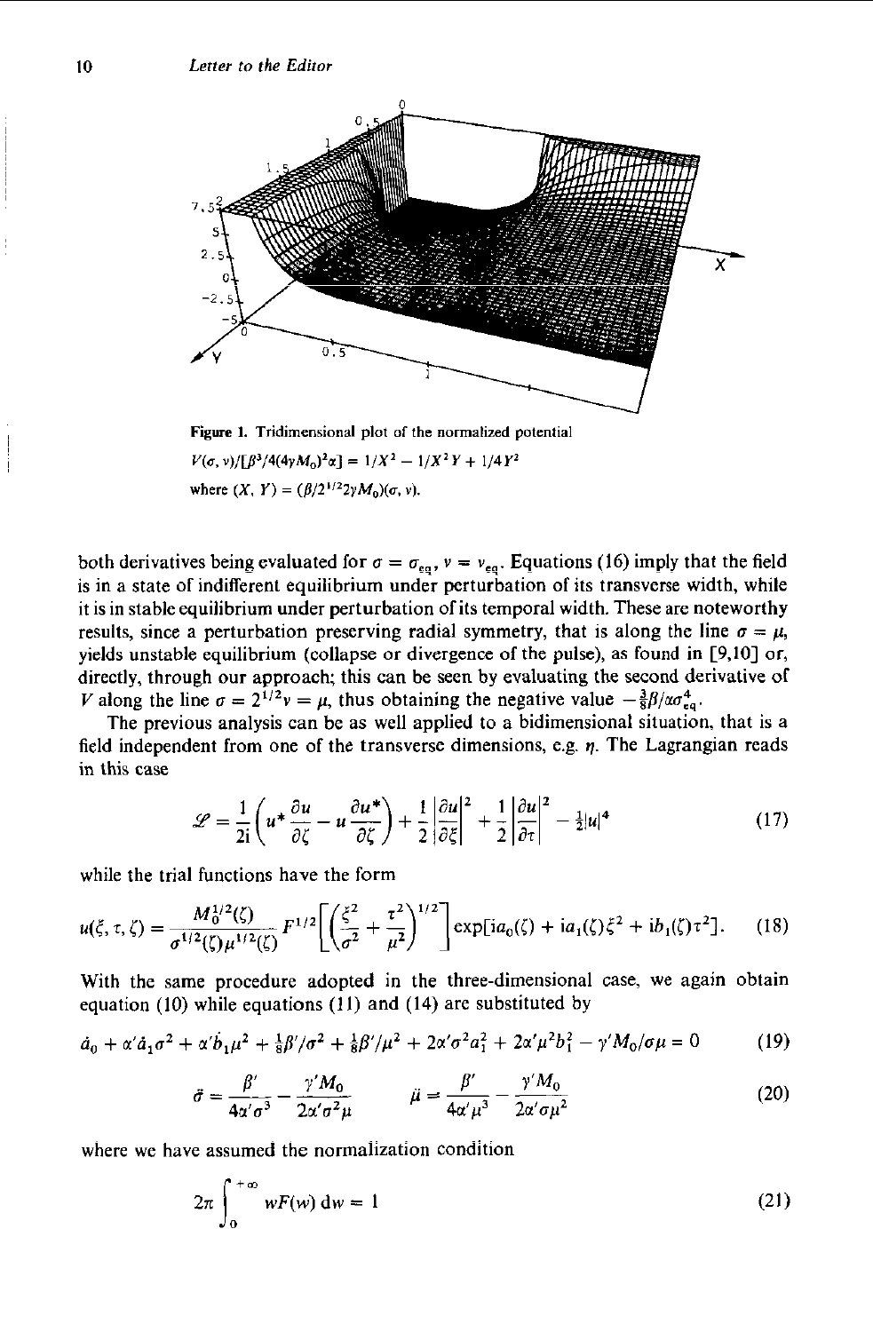Figure 1. Tridimensional plot of the normalized potential $V(\sigma, \nu)/[\beta^3/4(4\gamma M_0)^2\alpha] = 1/X^2 - 1/X^2 Y + 1/4Y^2$ where $(X, Y) = (\beta/2^{1/2}2\gamma M_0)(\sigma, \nu)$.

both derivatives being evaluated for $\sigma = \sigma_{eq}$, $\nu = \nu_{eq}$. Equations (16) imply that the field is in a state of indifferent equilibrium under perturbation of its transverse width, while it is in stable equilibrium under perturbation of its temporal width. These are noteworthy results, since a perturbation preserving radial symmetry, that is along the line $\sigma = \mu$, yields unstable equilibrium (collapse or divergence of the pulse), as found in [9,10] or, directly, through our approach; this can be seen by evaluating the second derivative of $V$ along the line $\sigma = 2^{1/2}\nu = \mu$, thus obtaining the negative value $-\frac{3}{8}\beta/\alpha\sigma_{eq}^4$.

The previous analysis can be as well applied to a bidimensional situation, that is a field independent from one of the transverse dimensions, e.g. $\eta$. The Lagrangian reads in this case

$$\mathscr{L} = \frac{1}{2i}\left(u^*\frac{\partial u}{\partial \zeta} - u\frac{\partial u^*}{\partial \zeta}\right) + \frac{1}{2}\left|\frac{\partial u}{\partial \xi}\right|^2 + \frac{1}{2}\left|\frac{\partial u}{\partial \tau}\right|^2 - \tfrac{1}{2}|u|^4 \tag{17}$$

while the trial functions have the form

$$u(\xi, \tau, \zeta) = \frac{M_0^{1/2}(\zeta)}{\sigma^{1/2}(\zeta)\mu^{1/2}(\zeta)} F^{1/2}\left[\left(\frac{\xi^2}{\sigma^2} + \frac{\tau^2}{\mu^2}\right)^{1/2}\right] \exp[ia_0(\zeta) + ia_1(\zeta)\xi^2 + ib_1(\zeta)\tau^2]. \tag{18}$$

With the same procedure adopted in the three-dimensional case, we again obtain equation (10) while equations (11) and (14) are substituted by

$$\dot{a}_0 + \alpha'\dot{a}_1\sigma^2 + \alpha'\dot{b}_1\mu^2 + \tfrac{1}{8}\beta'/\sigma^2 + \tfrac{1}{8}\beta'/\mu^2 + 2\alpha'\sigma^2 a_1^2 + 2\alpha'\mu^2 b_1^2 - \gamma' M_0/\sigma\mu = 0 \tag{19}$$

$$\ddot{\sigma} = \frac{\beta'}{4\alpha'\sigma^3} - \frac{\gamma' M_0}{2\alpha'\sigma^2\mu} \qquad \ddot{\mu} = \frac{\beta'}{4\alpha'\mu^3} - \frac{\gamma' M_0}{2\alpha'\sigma\mu^2} \tag{20}$$

where we have assumed the normalization condition

$$2\pi\int_0^{+\infty} wF(w)\,\mathrm{d}w = 1 \tag{21}$$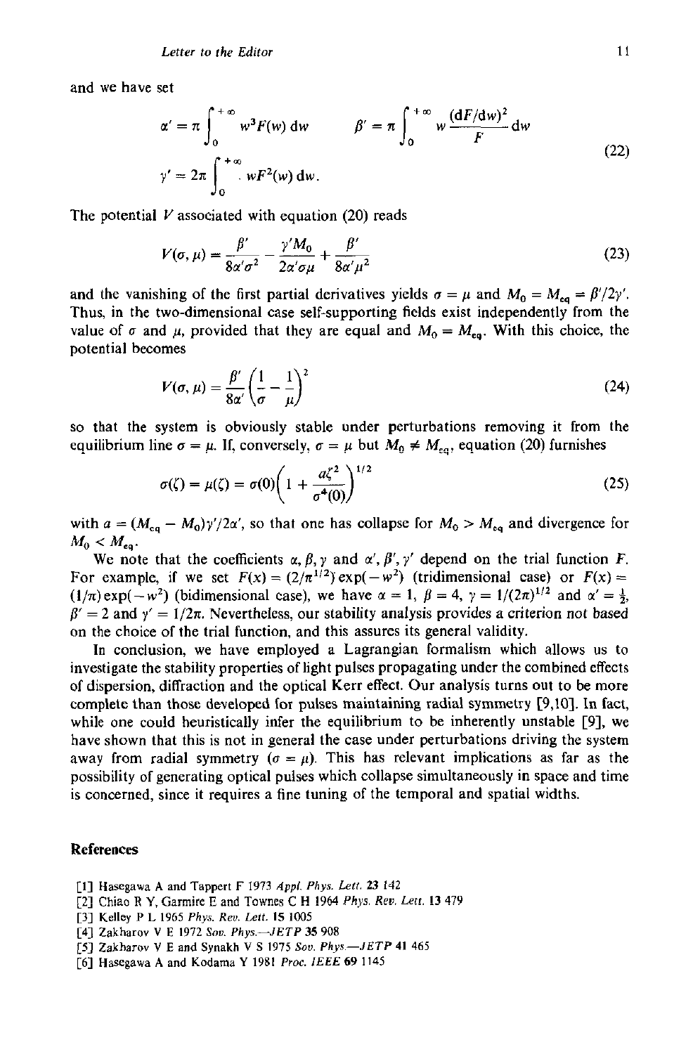and we have set

$$\alpha' = \pi \int_0^{+\infty} w^3 F(w)\,\mathrm{d}w \qquad \beta' = \pi \int_0^{+\infty} w \frac{(\mathrm{d}F/\mathrm{d}w)^2}{F}\,\mathrm{d}w$$
$$\gamma' = 2\pi \int_0^{+\infty} wF^2(w)\,\mathrm{d}w. \tag{22}$$

The potential $V$ associated with equation (20) reads

$$V(\sigma, \mu) = \frac{\beta'}{8\alpha'\sigma^2} - \frac{\gamma' M_0}{2\alpha'\sigma\mu} + \frac{\beta'}{8\alpha'\mu^2} \tag{23}$$

and the vanishing of the first partial derivatives yields $\sigma = \mu$ and $M_0 = M_{\mathrm{eq}} = \beta'/2\gamma'$. Thus, in the two-dimensional case self-supporting fields exist independently from the value of $\sigma$ and $\mu$, provided that they are equal and $M_0 = M_{\mathrm{eq}}$. With this choice, the potential becomes

$$V(\sigma, \mu) = \frac{\beta'}{8\alpha'}\left(\frac{1}{\sigma} - \frac{1}{\mu}\right)^2 \tag{24}$$

so that the system is obviously stable under perturbations removing it from the equilibrium line $\sigma = \mu$. If, conversely, $\sigma = \mu$ but $M_0 \neq M_{\mathrm{eq}}$, equation (20) furnishes

$$\sigma(\zeta) = \mu(\zeta) = \sigma(0)\left(1 + \frac{a\zeta^2}{\sigma^4(0)}\right)^{1/2} \tag{25}$$

with $a = (M_{\mathrm{eq}} - M_0)\gamma'/2\alpha'$, so that one has collapse for $M_0 > M_{\mathrm{eq}}$ and divergence for $M_0 < M_{\mathrm{eq}}$.

We note that the coefficients $\alpha, \beta, \gamma$ and $\alpha', \beta', \gamma'$ depend on the trial function $F$. For example, if we set $F(x) = (2/\pi^{1/2})\exp(-w^2)$ (tridimensional case) or $F(x) = (1/\pi)\exp(-w^2)$ (bidimensional case), we have $\alpha = 1$, $\beta = 4$, $\gamma = 1/(2\pi)^{1/2}$ and $\alpha' = \frac{1}{2}$, $\beta' = 2$ and $\gamma' = 1/2\pi$. Nevertheless, our stability analysis provides a criterion not based on the choice of the trial function, and this assures its general validity.

In conclusion, we have employed a Lagrangian formalism which allows us to investigate the stability properties of light pulses propagating under the combined effects of dispersion, diffraction and the optical Kerr effect. Our analysis turns out to be more complete than those developed for pulses maintaining radial symmetry [9,10]. In fact, while one could heuristically infer the equilibrium to be inherently unstable [9], we have shown that this is not in general the case under perturbations driving the system away from radial symmetry ($\sigma = \mu$). This has relevant implications as far as the possibility of generating optical pulses which collapse simultaneously in space and time is concerned, since it requires a fine tuning of the temporal and spatial widths.

## References

[1] Hasegawa A and Tappert F 1973 *Appl. Phys. Lett.* **23** 142

[2] Chiao R Y, Garmire E and Townes C H 1964 *Phys. Rev. Lett.* **13** 479

[3] Kelley P L 1965 *Phys. Rev. Lett.* **15** 1005

[4] Zakharov V E 1972 *Sov. Phys.—JETP* **35** 908

[5] Zakharov V E and Synakh V S 1975 *Sov. Phys.—JETP* **41** 465

[6] Hasegawa A and Kodama Y 1981 *Proc. IEEE* **69** 1145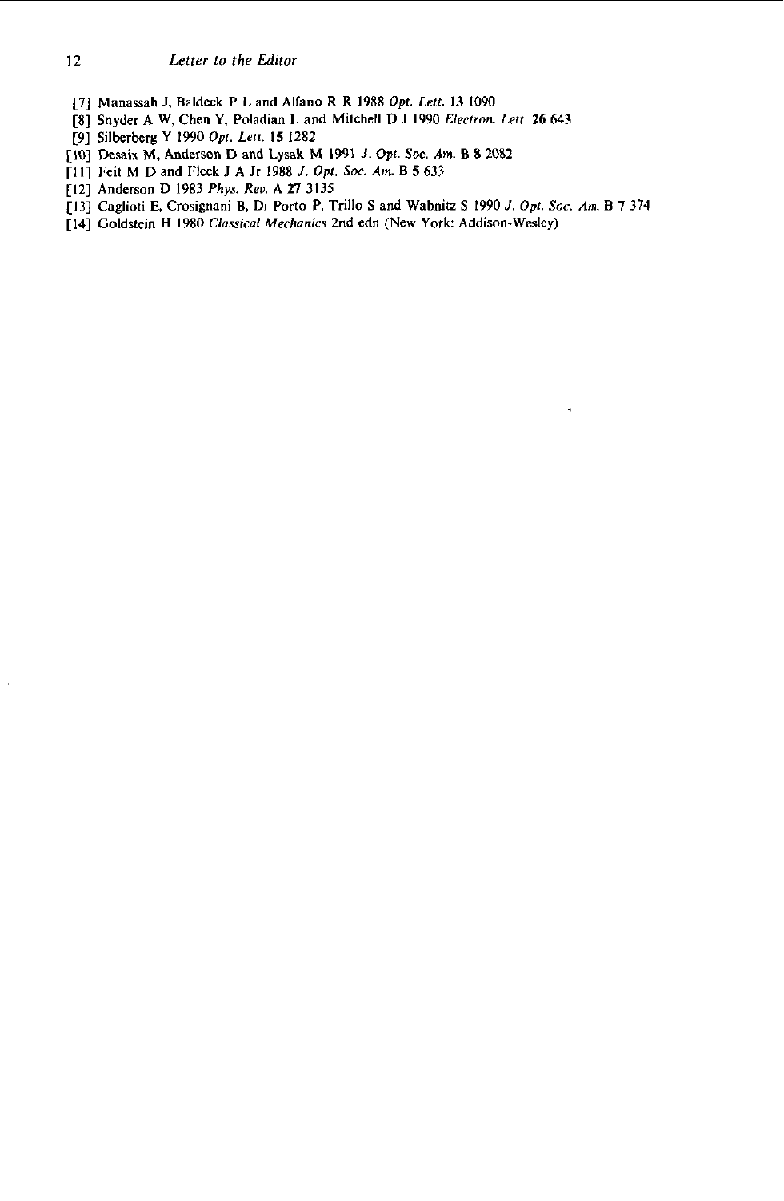[7] Manassah J, Baldeck P L and Alfano R R 1988 *Opt. Lett.* **13** 1090

[8] Snyder A W, Chen Y, Poladian L and Mitchell D J 1990 *Electron. Lett.* **26** 643

[9] Silberberg Y 1990 *Opt. Lett.* **15** 1282

[10] Desaix M, Anderson D and Lysak M 1991 *J. Opt. Soc. Am.* **B 8** 2082

[11] Feit M D and Fleck J A Jr 1988 *J. Opt. Soc. Am.* **B 5** 633

[12] Anderson D 1983 *Phys. Rev.* **A 27** 3135

[13] Caglioti E, Crosignani B, Di Porto P, Trillo S and Wabnitz S 1990 *J. Opt. Soc. Am.* **B 7** 374

[14] Goldstein H 1980 *Classical Mechanics* 2nd edn (New York: Addison-Wesley)